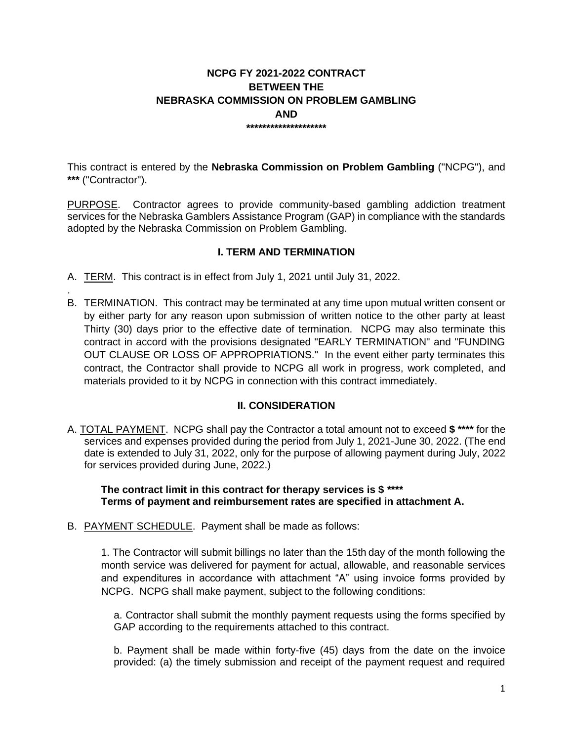**NCPG FY 2021-2022 CONTRACT**
**BETWEEN THE**
**NEBRASKA COMMISSION ON PROBLEM GAMBLING**
**AND**
**********************

This contract is entered by the **Nebraska Commission on Problem Gambling** ("NCPG"), and ***** ("Contractor").

<u>PURPOSE</u>. Contractor agrees to provide community-based gambling addiction treatment services for the Nebraska Gamblers Assistance Program (GAP) in compliance with the standards adopted by the Nebraska Commission on Problem Gambling.

## I. TERM AND TERMINATION

A. <u>TERM</u>. This contract is in effect from July 1, 2021 until July 31, 2022.

.

B. <u>TERMINATION</u>. This contract may be terminated at any time upon mutual written consent or by either party for any reason upon submission of written notice to the other party at least Thirty (30) days prior to the effective date of termination. NCPG may also terminate this contract in accord with the provisions designated "EARLY TERMINATION" and "FUNDING OUT CLAUSE OR LOSS OF APPROPRIATIONS." In the event either party terminates this contract, the Contractor shall provide to NCPG all work in progress, work completed, and materials provided to it by NCPG in connection with this contract immediately.

## II. CONSIDERATION

A. <u>TOTAL PAYMENT</u>. NCPG shall pay the Contractor a total amount not to exceed **$ ****** for the services and expenses provided during the period from July 1, 2021-June 30, 2022. (The end date is extended to July 31, 2022, only for the purpose of allowing payment during July, 2022 for services provided during June, 2022.)

**The contract limit in this contract for therapy services is $ ******
**Terms of payment and reimbursement rates are specified in attachment A.**

B. <u>PAYMENT SCHEDULE</u>. Payment shall be made as follows:

1. The Contractor will submit billings no later than the 15th day of the month following the month service was delivered for payment for actual, allowable, and reasonable services and expenditures in accordance with attachment "A" using invoice forms provided by NCPG. NCPG shall make payment, subject to the following conditions:

a. Contractor shall submit the monthly payment requests using the forms specified by GAP according to the requirements attached to this contract.

b. Payment shall be made within forty-five (45) days from the date on the invoice provided: (a) the timely submission and receipt of the payment request and required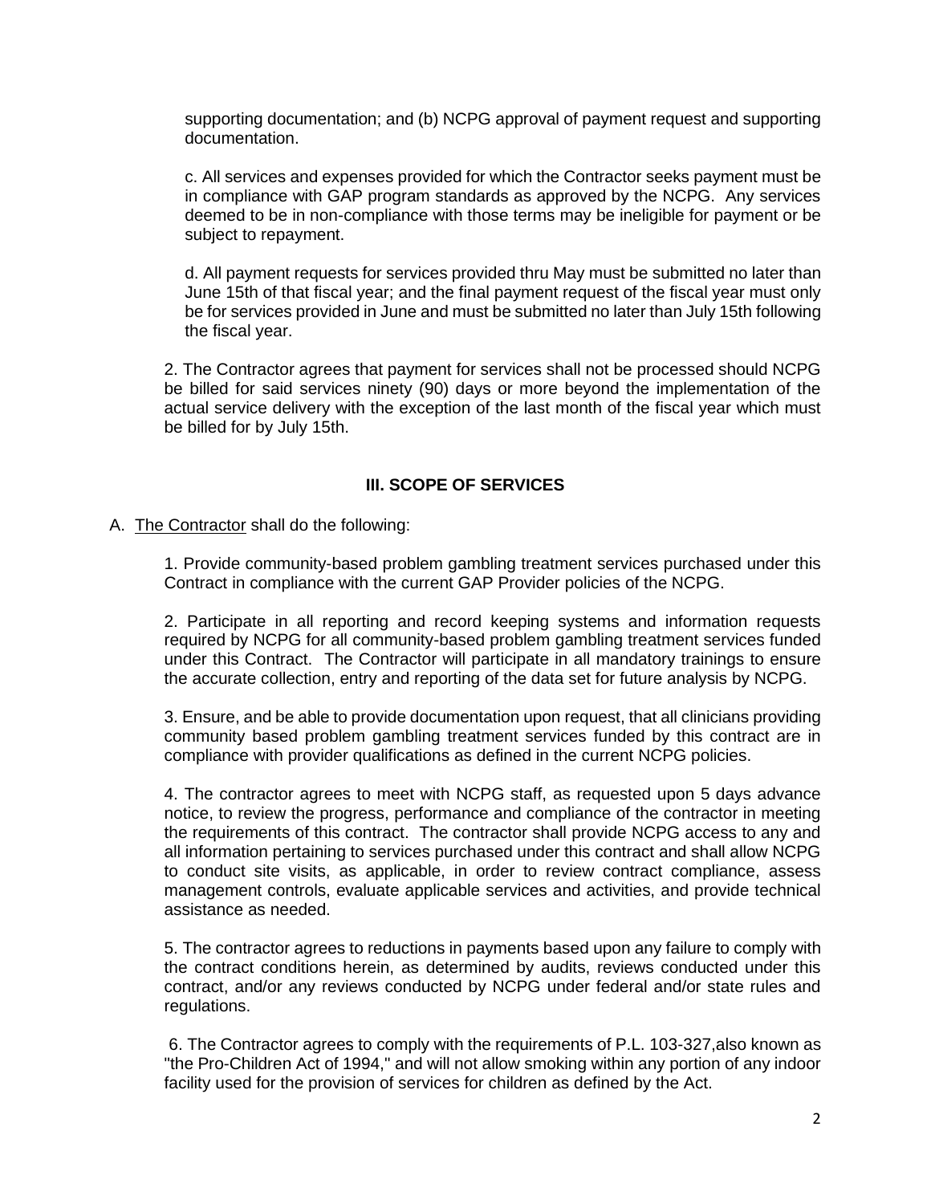supporting documentation; and (b) NCPG approval of payment request and supporting documentation.

c. All services and expenses provided for which the Contractor seeks payment must be in compliance with GAP program standards as approved by the NCPG. Any services deemed to be in non-compliance with those terms may be ineligible for payment or be subject to repayment.

d. All payment requests for services provided thru May must be submitted no later than June 15th of that fiscal year; and the final payment request of the fiscal year must only be for services provided in June and must be submitted no later than July 15th following the fiscal year.

2. The Contractor agrees that payment for services shall not be processed should NCPG be billed for said services ninety (90) days or more beyond the implementation of the actual service delivery with the exception of the last month of the fiscal year which must be billed for by July 15th.

## III. SCOPE OF SERVICES

A. The Contractor shall do the following:

1. Provide community-based problem gambling treatment services purchased under this Contract in compliance with the current GAP Provider policies of the NCPG.

2. Participate in all reporting and record keeping systems and information requests required by NCPG for all community-based problem gambling treatment services funded under this Contract. The Contractor will participate in all mandatory trainings to ensure the accurate collection, entry and reporting of the data set for future analysis by NCPG.

3. Ensure, and be able to provide documentation upon request, that all clinicians providing community based problem gambling treatment services funded by this contract are in compliance with provider qualifications as defined in the current NCPG policies.

4. The contractor agrees to meet with NCPG staff, as requested upon 5 days advance notice, to review the progress, performance and compliance of the contractor in meeting the requirements of this contract. The contractor shall provide NCPG access to any and all information pertaining to services purchased under this contract and shall allow NCPG to conduct site visits, as applicable, in order to review contract compliance, assess management controls, evaluate applicable services and activities, and provide technical assistance as needed.

5. The contractor agrees to reductions in payments based upon any failure to comply with the contract conditions herein, as determined by audits, reviews conducted under this contract, and/or any reviews conducted by NCPG under federal and/or state rules and regulations.

6. The Contractor agrees to comply with the requirements of P.L. 103-327,also known as "the Pro-Children Act of 1994," and will not allow smoking within any portion of any indoor facility used for the provision of services for children as defined by the Act.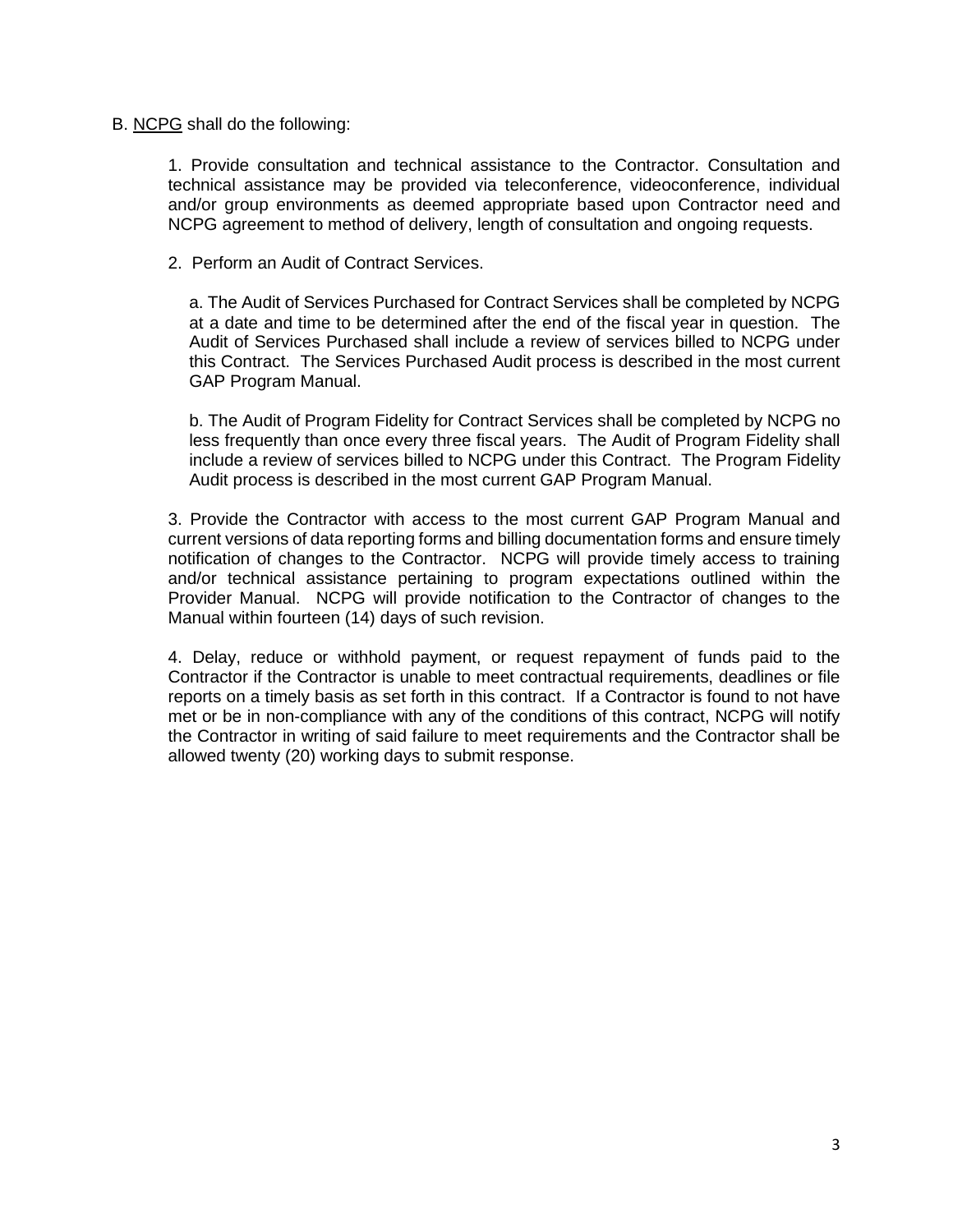B. NCPG shall do the following:

1. Provide consultation and technical assistance to the Contractor. Consultation and technical assistance may be provided via teleconference, videoconference, individual and/or group environments as deemed appropriate based upon Contractor need and NCPG agreement to method of delivery, length of consultation and ongoing requests.

2. Perform an Audit of Contract Services.

   a. The Audit of Services Purchased for Contract Services shall be completed by NCPG at a date and time to be determined after the end of the fiscal year in question. The Audit of Services Purchased shall include a review of services billed to NCPG under this Contract. The Services Purchased Audit process is described in the most current GAP Program Manual.

   b. The Audit of Program Fidelity for Contract Services shall be completed by NCPG no less frequently than once every three fiscal years. The Audit of Program Fidelity shall include a review of services billed to NCPG under this Contract. The Program Fidelity Audit process is described in the most current GAP Program Manual.

3. Provide the Contractor with access to the most current GAP Program Manual and current versions of data reporting forms and billing documentation forms and ensure timely notification of changes to the Contractor. NCPG will provide timely access to training and/or technical assistance pertaining to program expectations outlined within the Provider Manual. NCPG will provide notification to the Contractor of changes to the Manual within fourteen (14) days of such revision.

4. Delay, reduce or withhold payment, or request repayment of funds paid to the Contractor if the Contractor is unable to meet contractual requirements, deadlines or file reports on a timely basis as set forth in this contract. If a Contractor is found to not have met or be in non-compliance with any of the conditions of this contract, NCPG will notify the Contractor in writing of said failure to meet requirements and the Contractor shall be allowed twenty (20) working days to submit response.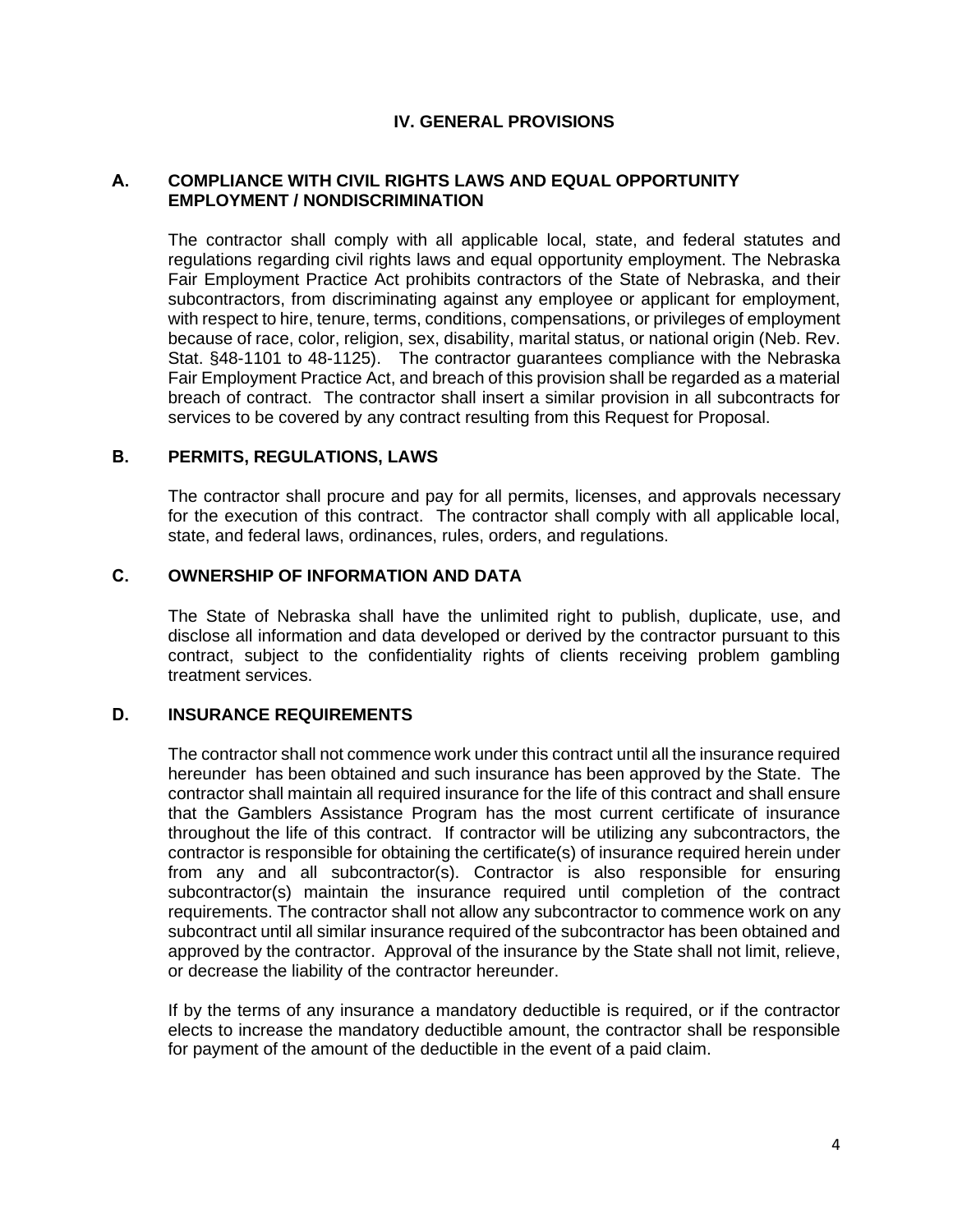## IV. GENERAL PROVISIONS

### A. COMPLIANCE WITH CIVIL RIGHTS LAWS AND EQUAL OPPORTUNITY EMPLOYMENT / NONDISCRIMINATION

The contractor shall comply with all applicable local, state, and federal statutes and regulations regarding civil rights laws and equal opportunity employment. The Nebraska Fair Employment Practice Act prohibits contractors of the State of Nebraska, and their subcontractors, from discriminating against any employee or applicant for employment, with respect to hire, tenure, terms, conditions, compensations, or privileges of employment because of race, color, religion, sex, disability, marital status, or national origin (Neb. Rev. Stat. §48-1101 to 48-1125). The contractor guarantees compliance with the Nebraska Fair Employment Practice Act, and breach of this provision shall be regarded as a material breach of contract. The contractor shall insert a similar provision in all subcontracts for services to be covered by any contract resulting from this Request for Proposal.

### B. PERMITS, REGULATIONS, LAWS

The contractor shall procure and pay for all permits, licenses, and approvals necessary for the execution of this contract. The contractor shall comply with all applicable local, state, and federal laws, ordinances, rules, orders, and regulations.

### C. OWNERSHIP OF INFORMATION AND DATA

The State of Nebraska shall have the unlimited right to publish, duplicate, use, and disclose all information and data developed or derived by the contractor pursuant to this contract, subject to the confidentiality rights of clients receiving problem gambling treatment services.

### D. INSURANCE REQUIREMENTS

The contractor shall not commence work under this contract until all the insurance required hereunder has been obtained and such insurance has been approved by the State. The contractor shall maintain all required insurance for the life of this contract and shall ensure that the Gamblers Assistance Program has the most current certificate of insurance throughout the life of this contract. If contractor will be utilizing any subcontractors, the contractor is responsible for obtaining the certificate(s) of insurance required herein under from any and all subcontractor(s). Contractor is also responsible for ensuring subcontractor(s) maintain the insurance required until completion of the contract requirements. The contractor shall not allow any subcontractor to commence work on any subcontract until all similar insurance required of the subcontractor has been obtained and approved by the contractor. Approval of the insurance by the State shall not limit, relieve, or decrease the liability of the contractor hereunder.

If by the terms of any insurance a mandatory deductible is required, or if the contractor elects to increase the mandatory deductible amount, the contractor shall be responsible for payment of the amount of the deductible in the event of a paid claim.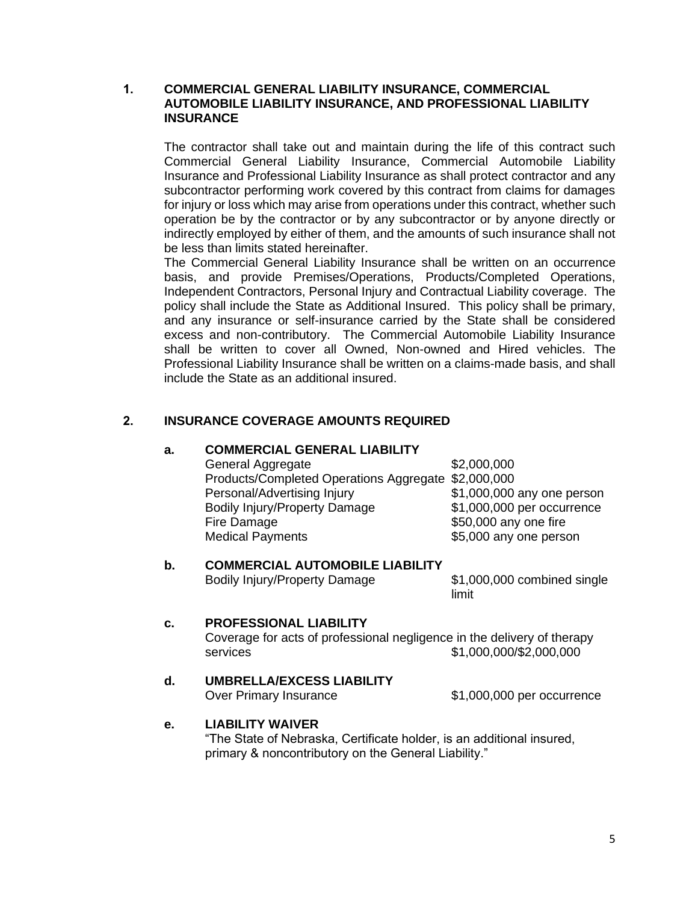## 1. COMMERCIAL GENERAL LIABILITY INSURANCE, COMMERCIAL AUTOMOBILE LIABILITY INSURANCE, AND PROFESSIONAL LIABILITY INSURANCE

The contractor shall take out and maintain during the life of this contract such Commercial General Liability Insurance, Commercial Automobile Liability Insurance and Professional Liability Insurance as shall protect contractor and any subcontractor performing work covered by this contract from claims for damages for injury or loss which may arise from operations under this contract, whether such operation be by the contractor or by any subcontractor or by anyone directly or indirectly employed by either of them, and the amounts of such insurance shall not be less than limits stated hereinafter.

The Commercial General Liability Insurance shall be written on an occurrence basis, and provide Premises/Operations, Products/Completed Operations, Independent Contractors, Personal Injury and Contractual Liability coverage. The policy shall include the State as Additional Insured. This policy shall be primary, and any insurance or self-insurance carried by the State shall be considered excess and non-contributory. The Commercial Automobile Liability Insurance shall be written to cover all Owned, Non-owned and Hired vehicles. The Professional Liability Insurance shall be written on a claims-made basis, and shall include the State as an additional insured.

## 2. INSURANCE COVERAGE AMOUNTS REQUIRED

**a. COMMERCIAL GENERAL LIABILITY**

| | |
|---|---|
| General Aggregate | $2,000,000 |
| Products/Completed Operations Aggregate | $2,000,000 |
| Personal/Advertising Injury | $1,000,000 any one person |
| Bodily Injury/Property Damage | $1,000,000 per occurrence |
| Fire Damage | $50,000 any one fire |
| Medical Payments | $5,000 any one person |

**b. COMMERCIAL AUTOMOBILE LIABILITY**

| | |
|---|---|
| Bodily Injury/Property Damage | $1,000,000 combined single limit |

**c. PROFESSIONAL LIABILITY**

Coverage for acts of professional negligence in the delivery of therapy services $1,000,000/$2,000,000

**d. UMBRELLA/EXCESS LIABILITY**

| | |
|---|---|
| Over Primary Insurance | $1,000,000 per occurrence |

**e. LIABILITY WAIVER**

"The State of Nebraska, Certificate holder, is an additional insured, primary & noncontributory on the General Liability."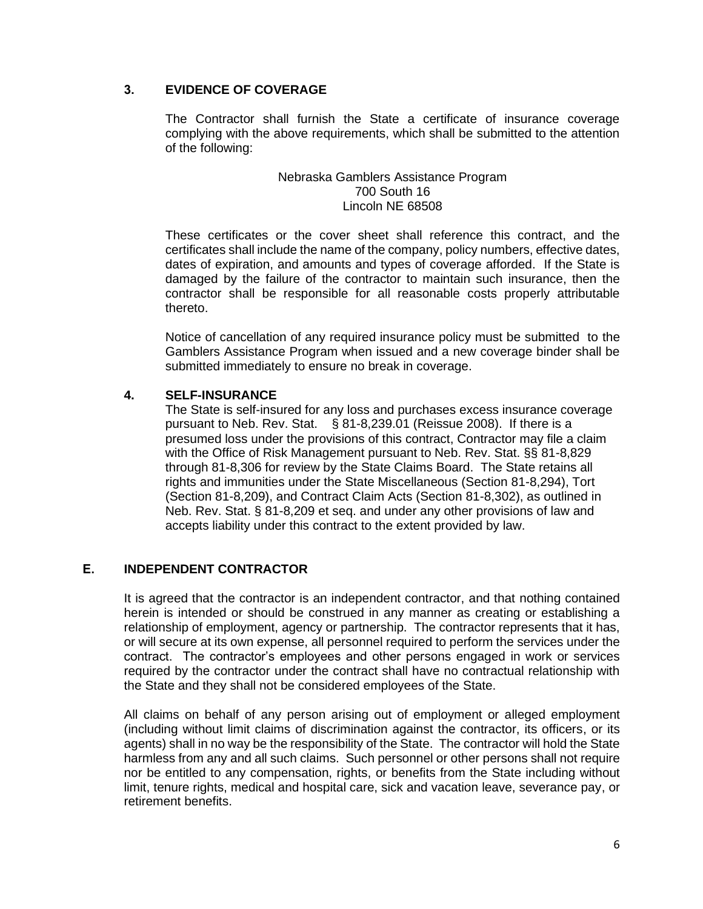### 3. EVIDENCE OF COVERAGE

The Contractor shall furnish the State a certificate of insurance coverage complying with the above requirements, which shall be submitted to the attention of the following:

Nebraska Gamblers Assistance Program
700 South 16
Lincoln NE 68508

These certificates or the cover sheet shall reference this contract, and the certificates shall include the name of the company, policy numbers, effective dates, dates of expiration, and amounts and types of coverage afforded. If the State is damaged by the failure of the contractor to maintain such insurance, then the contractor shall be responsible for all reasonable costs properly attributable thereto.

Notice of cancellation of any required insurance policy must be submitted to the Gamblers Assistance Program when issued and a new coverage binder shall be submitted immediately to ensure no break in coverage.

### 4. SELF-INSURANCE

The State is self-insured for any loss and purchases excess insurance coverage pursuant to Neb. Rev. Stat. § 81-8,239.01 (Reissue 2008). If there is a presumed loss under the provisions of this contract, Contractor may file a claim with the Office of Risk Management pursuant to Neb. Rev. Stat. §§ 81-8,829 through 81-8,306 for review by the State Claims Board. The State retains all rights and immunities under the State Miscellaneous (Section 81-8,294), Tort (Section 81-8,209), and Contract Claim Acts (Section 81-8,302), as outlined in Neb. Rev. Stat. § 81-8,209 et seq. and under any other provisions of law and accepts liability under this contract to the extent provided by law.

## E. INDEPENDENT CONTRACTOR

It is agreed that the contractor is an independent contractor, and that nothing contained herein is intended or should be construed in any manner as creating or establishing a relationship of employment, agency or partnership. The contractor represents that it has, or will secure at its own expense, all personnel required to perform the services under the contract. The contractor's employees and other persons engaged in work or services required by the contractor under the contract shall have no contractual relationship with the State and they shall not be considered employees of the State.

All claims on behalf of any person arising out of employment or alleged employment (including without limit claims of discrimination against the contractor, its officers, or its agents) shall in no way be the responsibility of the State. The contractor will hold the State harmless from any and all such claims. Such personnel or other persons shall not require nor be entitled to any compensation, rights, or benefits from the State including without limit, tenure rights, medical and hospital care, sick and vacation leave, severance pay, or retirement benefits.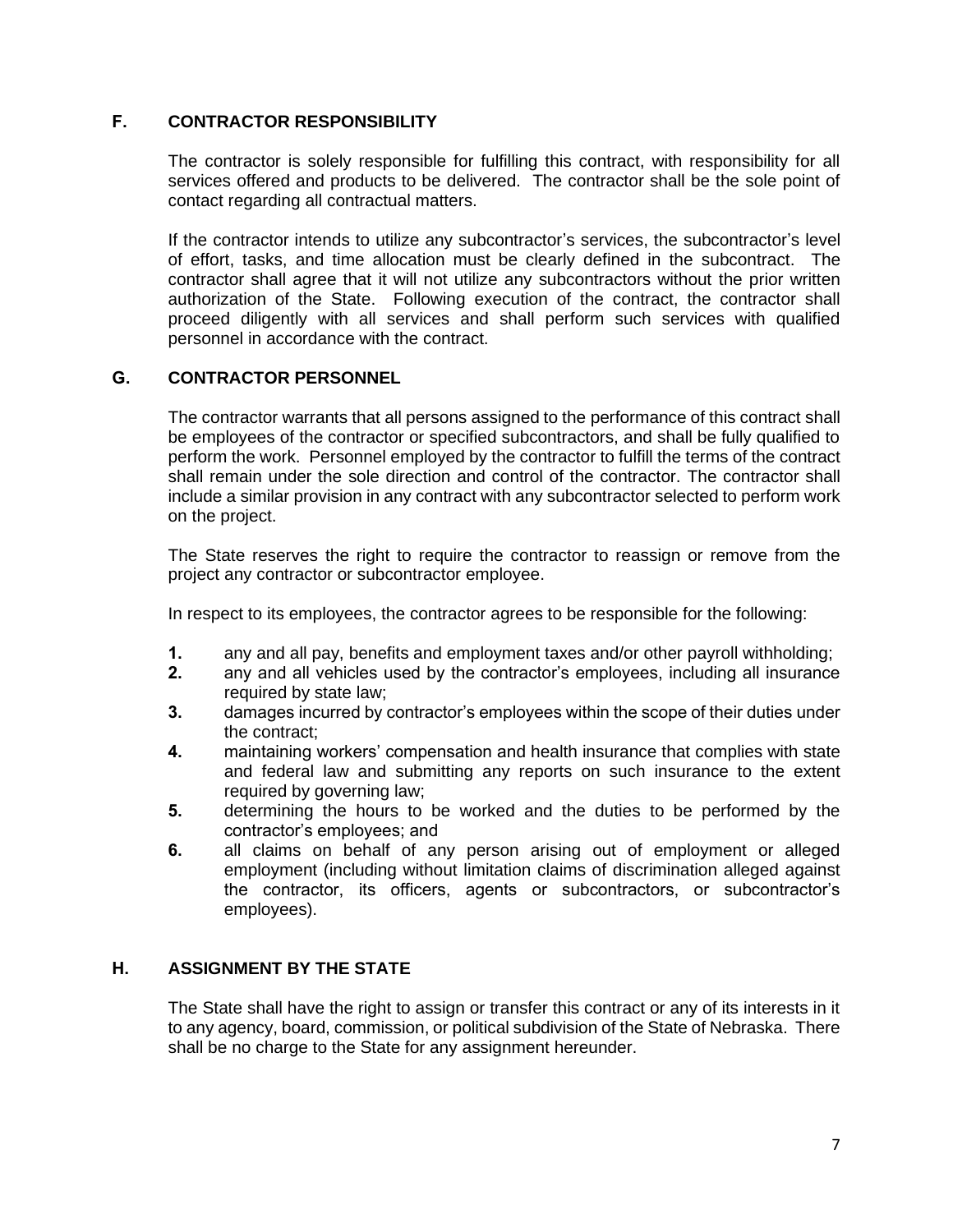## F. CONTRACTOR RESPONSIBILITY

The contractor is solely responsible for fulfilling this contract, with responsibility for all services offered and products to be delivered. The contractor shall be the sole point of contact regarding all contractual matters.

If the contractor intends to utilize any subcontractor's services, the subcontractor's level of effort, tasks, and time allocation must be clearly defined in the subcontract. The contractor shall agree that it will not utilize any subcontractors without the prior written authorization of the State. Following execution of the contract, the contractor shall proceed diligently with all services and shall perform such services with qualified personnel in accordance with the contract.

## G. CONTRACTOR PERSONNEL

The contractor warrants that all persons assigned to the performance of this contract shall be employees of the contractor or specified subcontractors, and shall be fully qualified to perform the work. Personnel employed by the contractor to fulfill the terms of the contract shall remain under the sole direction and control of the contractor. The contractor shall include a similar provision in any contract with any subcontractor selected to perform work on the project.

The State reserves the right to require the contractor to reassign or remove from the project any contractor or subcontractor employee.

In respect to its employees, the contractor agrees to be responsible for the following:

1. any and all pay, benefits and employment taxes and/or other payroll withholding;
2. any and all vehicles used by the contractor's employees, including all insurance required by state law;
3. damages incurred by contractor's employees within the scope of their duties under the contract;
4. maintaining workers' compensation and health insurance that complies with state and federal law and submitting any reports on such insurance to the extent required by governing law;
5. determining the hours to be worked and the duties to be performed by the contractor's employees; and
6. all claims on behalf of any person arising out of employment or alleged employment (including without limitation claims of discrimination alleged against the contractor, its officers, agents or subcontractors, or subcontractor's employees).

## H. ASSIGNMENT BY THE STATE

The State shall have the right to assign or transfer this contract or any of its interests in it to any agency, board, commission, or political subdivision of the State of Nebraska. There shall be no charge to the State for any assignment hereunder.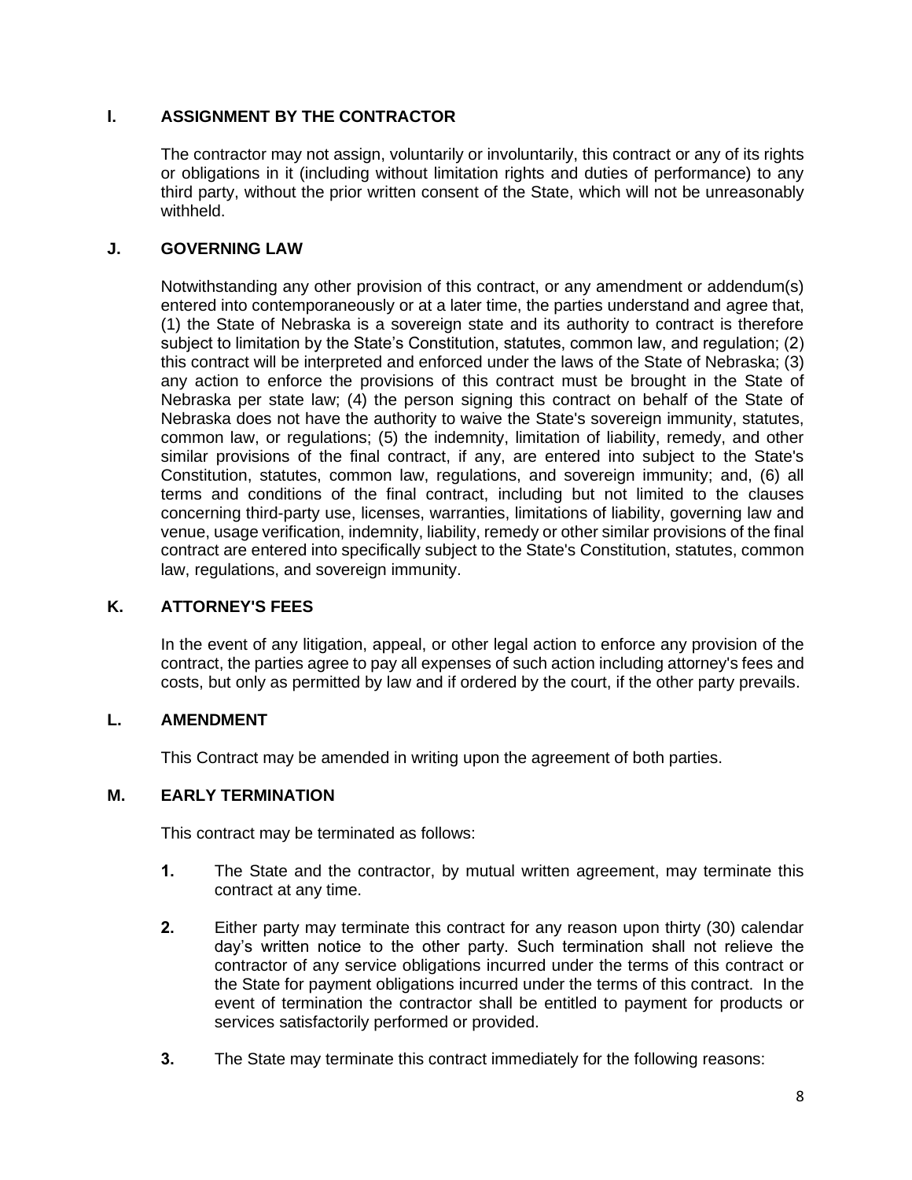## I. ASSIGNMENT BY THE CONTRACTOR

The contractor may not assign, voluntarily or involuntarily, this contract or any of its rights or obligations in it (including without limitation rights and duties of performance) to any third party, without the prior written consent of the State, which will not be unreasonably withheld.

## J. GOVERNING LAW

Notwithstanding any other provision of this contract, or any amendment or addendum(s) entered into contemporaneously or at a later time, the parties understand and agree that, (1) the State of Nebraska is a sovereign state and its authority to contract is therefore subject to limitation by the State's Constitution, statutes, common law, and regulation; (2) this contract will be interpreted and enforced under the laws of the State of Nebraska; (3) any action to enforce the provisions of this contract must be brought in the State of Nebraska per state law; (4) the person signing this contract on behalf of the State of Nebraska does not have the authority to waive the State's sovereign immunity, statutes, common law, or regulations; (5) the indemnity, limitation of liability, remedy, and other similar provisions of the final contract, if any, are entered into subject to the State's Constitution, statutes, common law, regulations, and sovereign immunity; and, (6) all terms and conditions of the final contract, including but not limited to the clauses concerning third-party use, licenses, warranties, limitations of liability, governing law and venue, usage verification, indemnity, liability, remedy or other similar provisions of the final contract are entered into specifically subject to the State's Constitution, statutes, common law, regulations, and sovereign immunity.

## K. ATTORNEY'S FEES

In the event of any litigation, appeal, or other legal action to enforce any provision of the contract, the parties agree to pay all expenses of such action including attorney's fees and costs, but only as permitted by law and if ordered by the court, if the other party prevails.

## L. AMENDMENT

This Contract may be amended in writing upon the agreement of both parties.

## M. EARLY TERMINATION

This contract may be terminated as follows:

**1.** The State and the contractor, by mutual written agreement, may terminate this contract at any time.

**2.** Either party may terminate this contract for any reason upon thirty (30) calendar day's written notice to the other party. Such termination shall not relieve the contractor of any service obligations incurred under the terms of this contract or the State for payment obligations incurred under the terms of this contract. In the event of termination the contractor shall be entitled to payment for products or services satisfactorily performed or provided.

**3.** The State may terminate this contract immediately for the following reasons: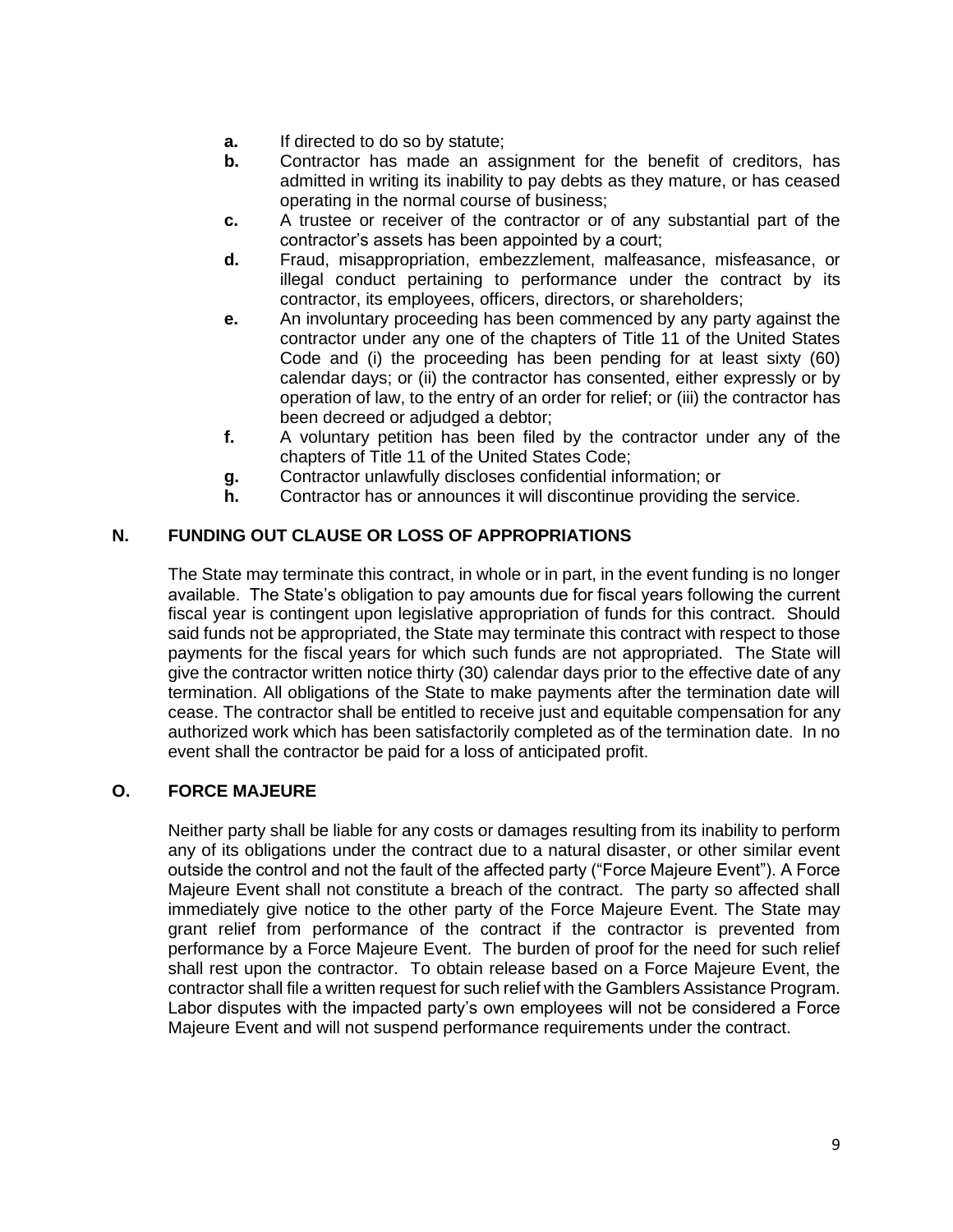- **a.** If directed to do so by statute;
- **b.** Contractor has made an assignment for the benefit of creditors, has admitted in writing its inability to pay debts as they mature, or has ceased operating in the normal course of business;
- **c.** A trustee or receiver of the contractor or of any substantial part of the contractor's assets has been appointed by a court;
- **d.** Fraud, misappropriation, embezzlement, malfeasance, misfeasance, or illegal conduct pertaining to performance under the contract by its contractor, its employees, officers, directors, or shareholders;
- **e.** An involuntary proceeding has been commenced by any party against the contractor under any one of the chapters of Title 11 of the United States Code and (i) the proceeding has been pending for at least sixty (60) calendar days; or (ii) the contractor has consented, either expressly or by operation of law, to the entry of an order for relief; or (iii) the contractor has been decreed or adjudged a debtor;
- **f.** A voluntary petition has been filed by the contractor under any of the chapters of Title 11 of the United States Code;
- **g.** Contractor unlawfully discloses confidential information; or
- **h.** Contractor has or announces it will discontinue providing the service.

## N. FUNDING OUT CLAUSE OR LOSS OF APPROPRIATIONS

The State may terminate this contract, in whole or in part, in the event funding is no longer available. The State's obligation to pay amounts due for fiscal years following the current fiscal year is contingent upon legislative appropriation of funds for this contract. Should said funds not be appropriated, the State may terminate this contract with respect to those payments for the fiscal years for which such funds are not appropriated. The State will give the contractor written notice thirty (30) calendar days prior to the effective date of any termination. All obligations of the State to make payments after the termination date will cease. The contractor shall be entitled to receive just and equitable compensation for any authorized work which has been satisfactorily completed as of the termination date. In no event shall the contractor be paid for a loss of anticipated profit.

## O. FORCE MAJEURE

Neither party shall be liable for any costs or damages resulting from its inability to perform any of its obligations under the contract due to a natural disaster, or other similar event outside the control and not the fault of the affected party ("Force Majeure Event"). A Force Majeure Event shall not constitute a breach of the contract. The party so affected shall immediately give notice to the other party of the Force Majeure Event. The State may grant relief from performance of the contract if the contractor is prevented from performance by a Force Majeure Event. The burden of proof for the need for such relief shall rest upon the contractor. To obtain release based on a Force Majeure Event, the contractor shall file a written request for such relief with the Gamblers Assistance Program. Labor disputes with the impacted party's own employees will not be considered a Force Majeure Event and will not suspend performance requirements under the contract.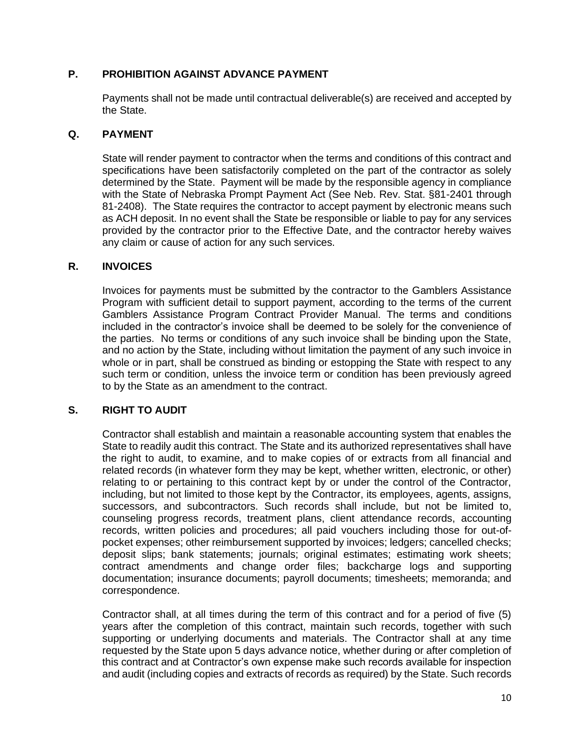## P. PROHIBITION AGAINST ADVANCE PAYMENT

Payments shall not be made until contractual deliverable(s) are received and accepted by the State.

## Q. PAYMENT

State will render payment to contractor when the terms and conditions of this contract and specifications have been satisfactorily completed on the part of the contractor as solely determined by the State. Payment will be made by the responsible agency in compliance with the State of Nebraska Prompt Payment Act (See Neb. Rev. Stat. §81-2401 through 81-2408). The State requires the contractor to accept payment by electronic means such as ACH deposit. In no event shall the State be responsible or liable to pay for any services provided by the contractor prior to the Effective Date, and the contractor hereby waives any claim or cause of action for any such services.

## R. INVOICES

Invoices for payments must be submitted by the contractor to the Gamblers Assistance Program with sufficient detail to support payment, according to the terms of the current Gamblers Assistance Program Contract Provider Manual. The terms and conditions included in the contractor's invoice shall be deemed to be solely for the convenience of the parties. No terms or conditions of any such invoice shall be binding upon the State, and no action by the State, including without limitation the payment of any such invoice in whole or in part, shall be construed as binding or estopping the State with respect to any such term or condition, unless the invoice term or condition has been previously agreed to by the State as an amendment to the contract.

## S. RIGHT TO AUDIT

Contractor shall establish and maintain a reasonable accounting system that enables the State to readily audit this contract. The State and its authorized representatives shall have the right to audit, to examine, and to make copies of or extracts from all financial and related records (in whatever form they may be kept, whether written, electronic, or other) relating to or pertaining to this contract kept by or under the control of the Contractor, including, but not limited to those kept by the Contractor, its employees, agents, assigns, successors, and subcontractors. Such records shall include, but not be limited to, counseling progress records, treatment plans, client attendance records, accounting records, written policies and procedures; all paid vouchers including those for out-of-pocket expenses; other reimbursement supported by invoices; ledgers; cancelled checks; deposit slips; bank statements; journals; original estimates; estimating work sheets; contract amendments and change order files; backcharge logs and supporting documentation; insurance documents; payroll documents; timesheets; memoranda; and correspondence.

Contractor shall, at all times during the term of this contract and for a period of five (5) years after the completion of this contract, maintain such records, together with such supporting or underlying documents and materials. The Contractor shall at any time requested by the State upon 5 days advance notice, whether during or after completion of this contract and at Contractor's own expense make such records available for inspection and audit (including copies and extracts of records as required) by the State. Such records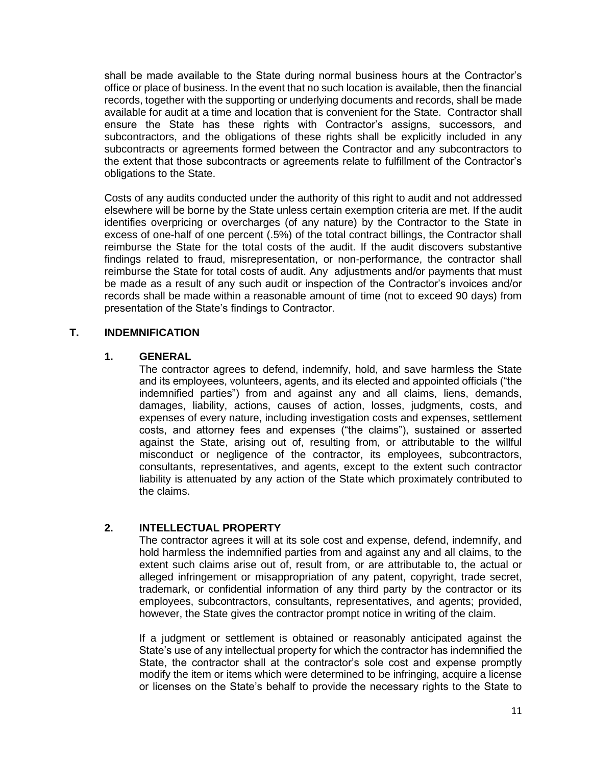shall be made available to the State during normal business hours at the Contractor's office or place of business. In the event that no such location is available, then the financial records, together with the supporting or underlying documents and records, shall be made available for audit at a time and location that is convenient for the State. Contractor shall ensure the State has these rights with Contractor's assigns, successors, and subcontractors, and the obligations of these rights shall be explicitly included in any subcontracts or agreements formed between the Contractor and any subcontractors to the extent that those subcontracts or agreements relate to fulfillment of the Contractor's obligations to the State.

Costs of any audits conducted under the authority of this right to audit and not addressed elsewhere will be borne by the State unless certain exemption criteria are met. If the audit identifies overpricing or overcharges (of any nature) by the Contractor to the State in excess of one-half of one percent (.5%) of the total contract billings, the Contractor shall reimburse the State for the total costs of the audit. If the audit discovers substantive findings related to fraud, misrepresentation, or non-performance, the contractor shall reimburse the State for total costs of audit. Any adjustments and/or payments that must be made as a result of any such audit or inspection of the Contractor's invoices and/or records shall be made within a reasonable amount of time (not to exceed 90 days) from presentation of the State's findings to Contractor.

## T. INDEMNIFICATION

### 1. GENERAL

The contractor agrees to defend, indemnify, hold, and save harmless the State and its employees, volunteers, agents, and its elected and appointed officials ("the indemnified parties") from and against any and all claims, liens, demands, damages, liability, actions, causes of action, losses, judgments, costs, and expenses of every nature, including investigation costs and expenses, settlement costs, and attorney fees and expenses ("the claims"), sustained or asserted against the State, arising out of, resulting from, or attributable to the willful misconduct or negligence of the contractor, its employees, subcontractors, consultants, representatives, and agents, except to the extent such contractor liability is attenuated by any action of the State which proximately contributed to the claims.

### 2. INTELLECTUAL PROPERTY

The contractor agrees it will at its sole cost and expense, defend, indemnify, and hold harmless the indemnified parties from and against any and all claims, to the extent such claims arise out of, result from, or are attributable to, the actual or alleged infringement or misappropriation of any patent, copyright, trade secret, trademark, or confidential information of any third party by the contractor or its employees, subcontractors, consultants, representatives, and agents; provided, however, the State gives the contractor prompt notice in writing of the claim.

If a judgment or settlement is obtained or reasonably anticipated against the State's use of any intellectual property for which the contractor has indemnified the State, the contractor shall at the contractor's sole cost and expense promptly modify the item or items which were determined to be infringing, acquire a license or licenses on the State's behalf to provide the necessary rights to the State to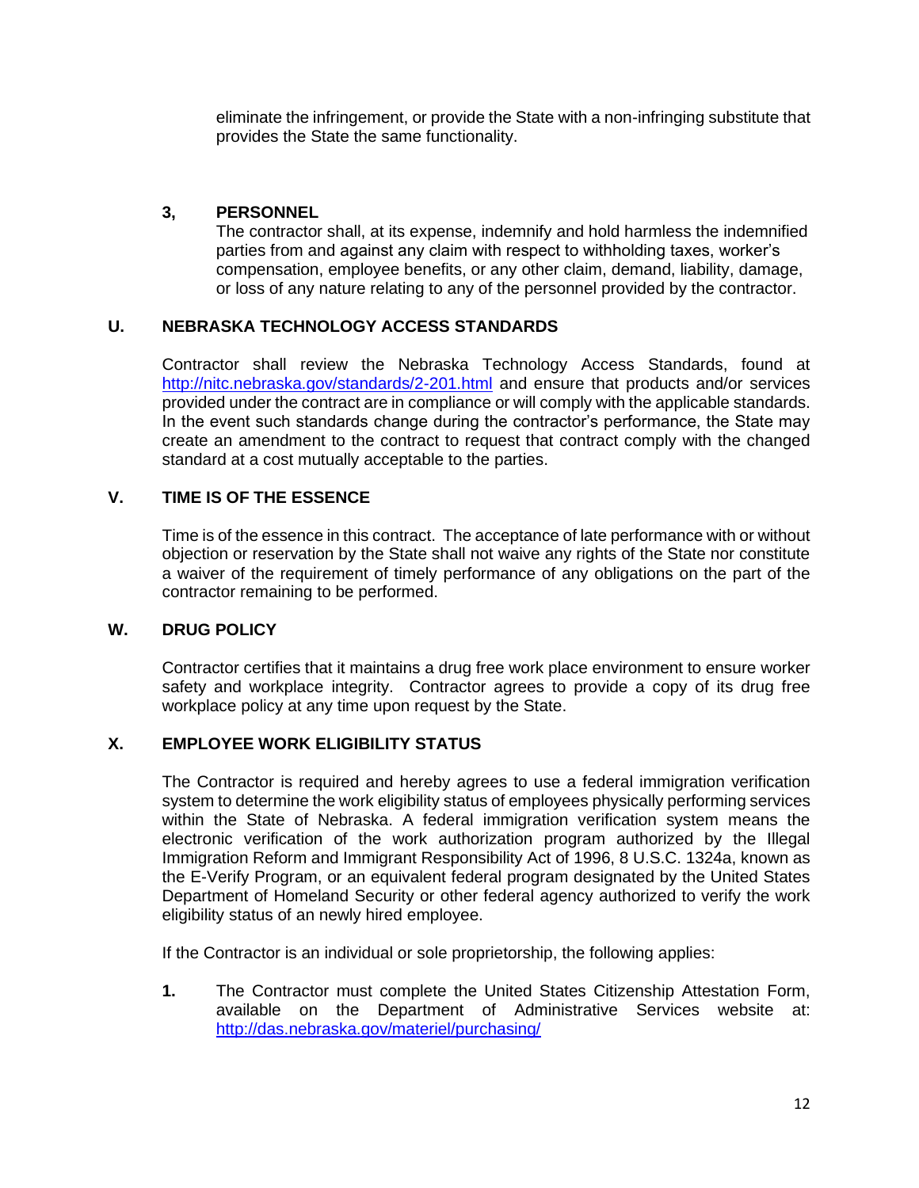eliminate the infringement, or provide the State with a non-infringing substitute that provides the State the same functionality.

**3, PERSONNEL**

The contractor shall, at its expense, indemnify and hold harmless the indemnified parties from and against any claim with respect to withholding taxes, worker's compensation, employee benefits, or any other claim, demand, liability, damage, or loss of any nature relating to any of the personnel provided by the contractor.

## U. NEBRASKA TECHNOLOGY ACCESS STANDARDS

Contractor shall review the Nebraska Technology Access Standards, found at http://nitc.nebraska.gov/standards/2-201.html and ensure that products and/or services provided under the contract are in compliance or will comply with the applicable standards. In the event such standards change during the contractor's performance, the State may create an amendment to the contract to request that contract comply with the changed standard at a cost mutually acceptable to the parties.

## V. TIME IS OF THE ESSENCE

Time is of the essence in this contract. The acceptance of late performance with or without objection or reservation by the State shall not waive any rights of the State nor constitute a waiver of the requirement of timely performance of any obligations on the part of the contractor remaining to be performed.

## W. DRUG POLICY

Contractor certifies that it maintains a drug free work place environment to ensure worker safety and workplace integrity. Contractor agrees to provide a copy of its drug free workplace policy at any time upon request by the State.

## X. EMPLOYEE WORK ELIGIBILITY STATUS

The Contractor is required and hereby agrees to use a federal immigration verification system to determine the work eligibility status of employees physically performing services within the State of Nebraska. A federal immigration verification system means the electronic verification of the work authorization program authorized by the Illegal Immigration Reform and Immigrant Responsibility Act of 1996, 8 U.S.C. 1324a, known as the E-Verify Program, or an equivalent federal program designated by the United States Department of Homeland Security or other federal agency authorized to verify the work eligibility status of an newly hired employee.

If the Contractor is an individual or sole proprietorship, the following applies:

1. The Contractor must complete the United States Citizenship Attestation Form, available on the Department of Administrative Services website at: http://das.nebraska.gov/materiel/purchasing/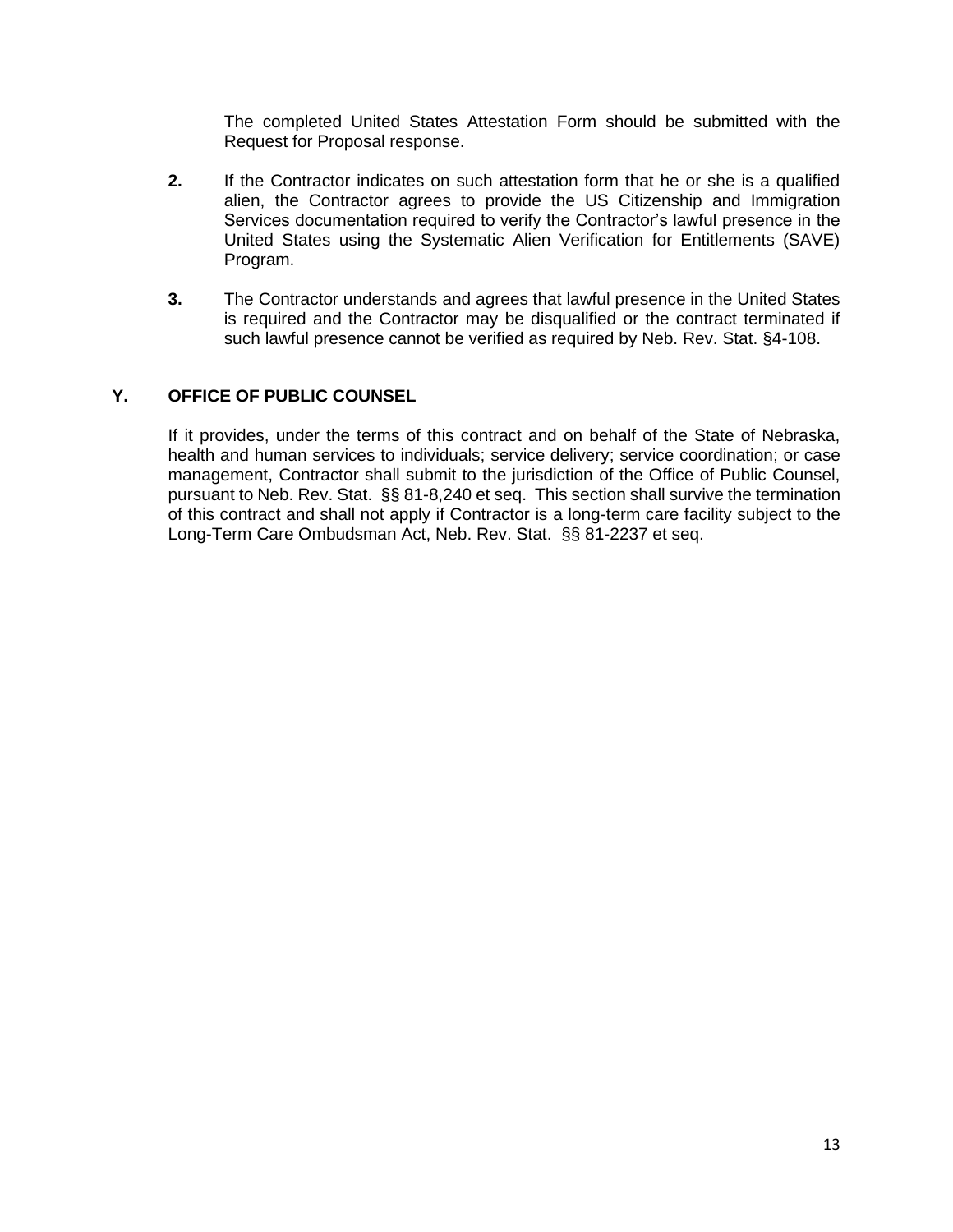The completed United States Attestation Form should be submitted with the Request for Proposal response.

2. If the Contractor indicates on such attestation form that he or she is a qualified alien, the Contractor agrees to provide the US Citizenship and Immigration Services documentation required to verify the Contractor's lawful presence in the United States using the Systematic Alien Verification for Entitlements (SAVE) Program.

3. The Contractor understands and agrees that lawful presence in the United States is required and the Contractor may be disqualified or the contract terminated if such lawful presence cannot be verified as required by Neb. Rev. Stat. §4-108.

## Y. OFFICE OF PUBLIC COUNSEL

If it provides, under the terms of this contract and on behalf of the State of Nebraska, health and human services to individuals; service delivery; service coordination; or case management, Contractor shall submit to the jurisdiction of the Office of Public Counsel, pursuant to Neb. Rev. Stat. §§ 81-8,240 et seq. This section shall survive the termination of this contract and shall not apply if Contractor is a long-term care facility subject to the Long-Term Care Ombudsman Act, Neb. Rev. Stat. §§ 81-2237 et seq.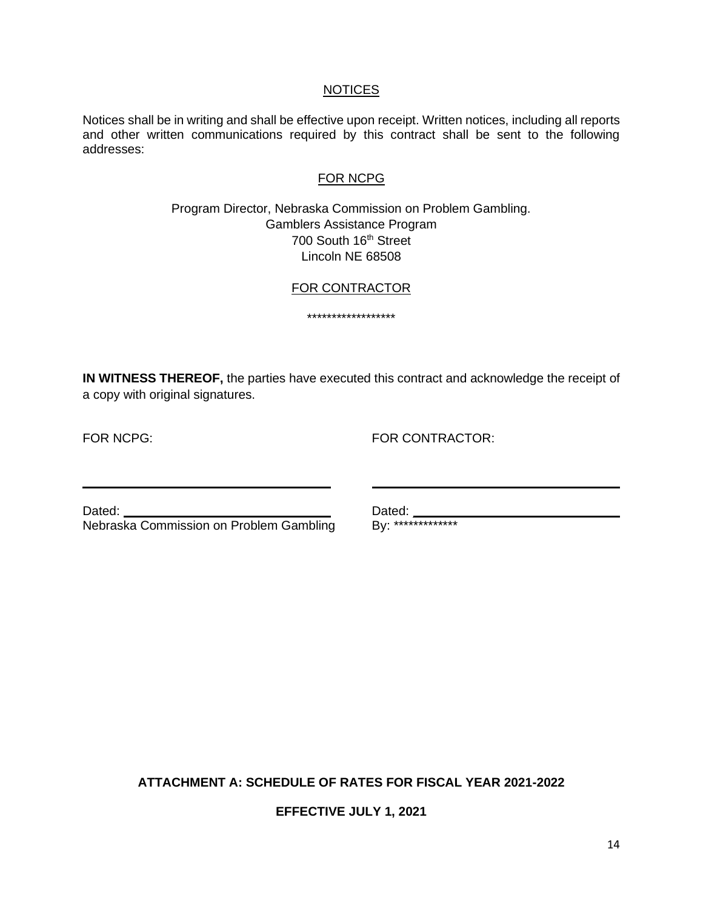## NOTICES

Notices shall be in writing and shall be effective upon receipt. Written notices, including all reports and other written communications required by this contract shall be sent to the following addresses:

### FOR NCPG

Program Director, Nebraska Commission on Problem Gambling.
Gamblers Assistance Program
700 South 16th Street
Lincoln NE 68508

### FOR CONTRACTOR

******************

**IN WITNESS THEREOF,** the parties have executed this contract and acknowledge the receipt of a copy with original signatures.

| FOR NCPG: | FOR CONTRACTOR: |
|---|---|
| ______________________________ | ______________________________ |
| Dated: ________________________ | Dated: ________________________ |
| Nebraska Commission on Problem Gambling | By: ************* |

**ATTACHMENT A: SCHEDULE OF RATES FOR FISCAL YEAR 2021-2022**

**EFFECTIVE JULY 1, 2021**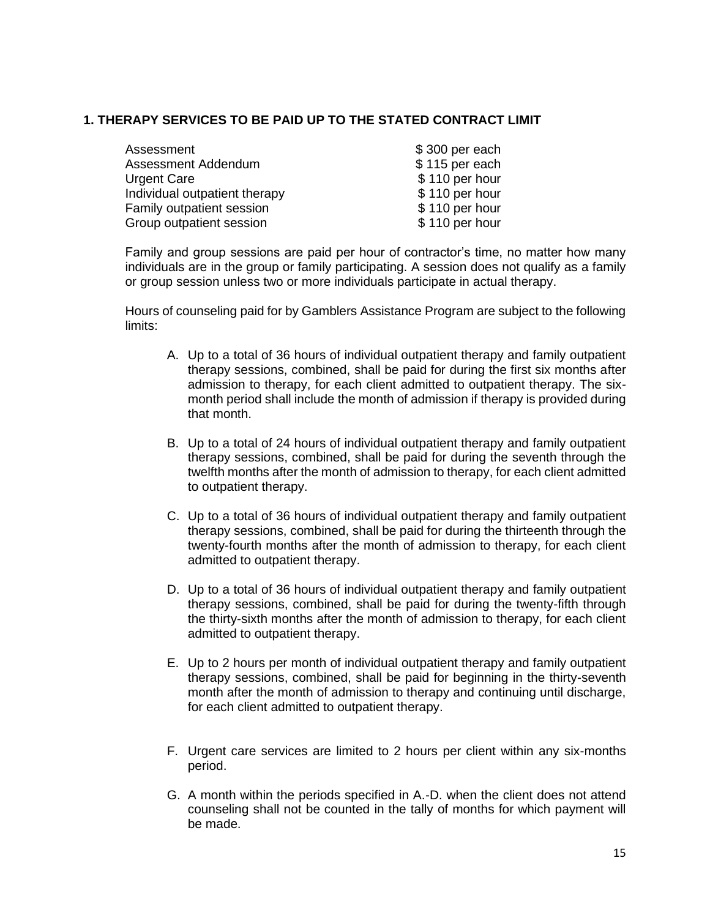### 1. THERAPY SERVICES TO BE PAID UP TO THE STATED CONTRACT LIMIT

| Service | Rate |
|---|---|
| Assessment | $ 300 per each |
| Assessment Addendum | $ 115 per each |
| Urgent Care | $ 110 per hour |
| Individual outpatient therapy | $ 110 per hour |
| Family outpatient session | $ 110 per hour |
| Group outpatient session | $ 110 per hour |

Family and group sessions are paid per hour of contractor's time, no matter how many individuals are in the group or family participating. A session does not qualify as a family or group session unless two or more individuals participate in actual therapy.

Hours of counseling paid for by Gamblers Assistance Program are subject to the following limits:

A. Up to a total of 36 hours of individual outpatient therapy and family outpatient therapy sessions, combined, shall be paid for during the first six months after admission to therapy, for each client admitted to outpatient therapy. The six-month period shall include the month of admission if therapy is provided during that month.

B. Up to a total of 24 hours of individual outpatient therapy and family outpatient therapy sessions, combined, shall be paid for during the seventh through the twelfth months after the month of admission to therapy, for each client admitted to outpatient therapy.

C. Up to a total of 36 hours of individual outpatient therapy and family outpatient therapy sessions, combined, shall be paid for during the thirteenth through the twenty-fourth months after the month of admission to therapy, for each client admitted to outpatient therapy.

D. Up to a total of 36 hours of individual outpatient therapy and family outpatient therapy sessions, combined, shall be paid for during the twenty-fifth through the thirty-sixth months after the month of admission to therapy, for each client admitted to outpatient therapy.

E. Up to 2 hours per month of individual outpatient therapy and family outpatient therapy sessions, combined, shall be paid for beginning in the thirty-seventh month after the month of admission to therapy and continuing until discharge, for each client admitted to outpatient therapy.

F. Urgent care services are limited to 2 hours per client within any six-months period.

G. A month within the periods specified in A.-D. when the client does not attend counseling shall not be counted in the tally of months for which payment will be made.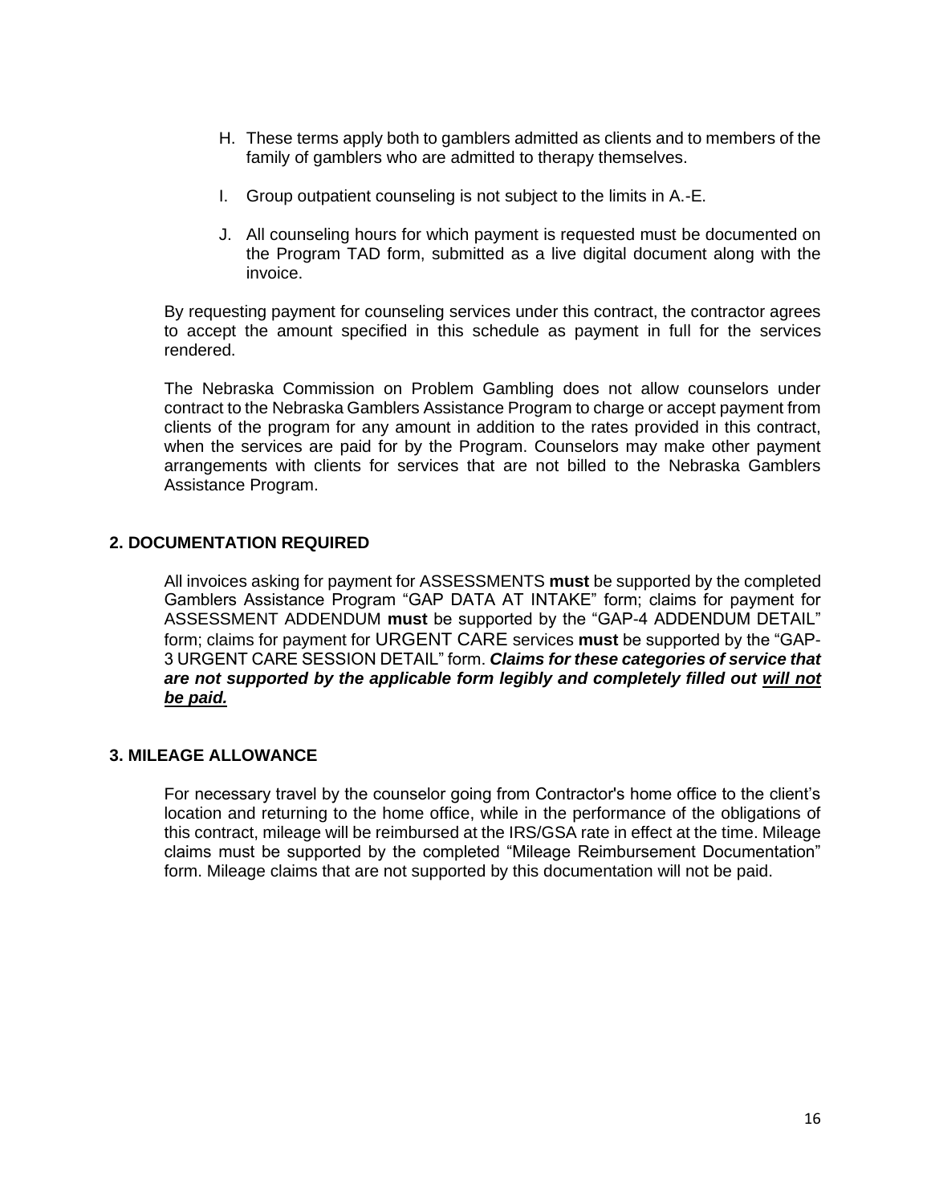H. These terms apply both to gamblers admitted as clients and to members of the family of gamblers who are admitted to therapy themselves.

I. Group outpatient counseling is not subject to the limits in A.-E.

J. All counseling hours for which payment is requested must be documented on the Program TAD form, submitted as a live digital document along with the invoice.

By requesting payment for counseling services under this contract, the contractor agrees to accept the amount specified in this schedule as payment in full for the services rendered.

The Nebraska Commission on Problem Gambling does not allow counselors under contract to the Nebraska Gamblers Assistance Program to charge or accept payment from clients of the program for any amount in addition to the rates provided in this contract, when the services are paid for by the Program. Counselors may make other payment arrangements with clients for services that are not billed to the Nebraska Gamblers Assistance Program.

## 2. DOCUMENTATION REQUIRED

All invoices asking for payment for ASSESSMENTS **must** be supported by the completed Gamblers Assistance Program "GAP DATA AT INTAKE" form; claims for payment for ASSESSMENT ADDENDUM **must** be supported by the "GAP-4 ADDENDUM DETAIL" form; claims for payment for URGENT CARE services **must** be supported by the "GAP-3 URGENT CARE SESSION DETAIL" form. ***Claims for these categories of service that are not supported by the applicable form legibly and completely filled out <u>will not be paid.</u>***

## 3. MILEAGE ALLOWANCE

For necessary travel by the counselor going from Contractor's home office to the client's location and returning to the home office, while in the performance of the obligations of this contract, mileage will be reimbursed at the IRS/GSA rate in effect at the time. Mileage claims must be supported by the completed "Mileage Reimbursement Documentation" form. Mileage claims that are not supported by this documentation will not be paid.